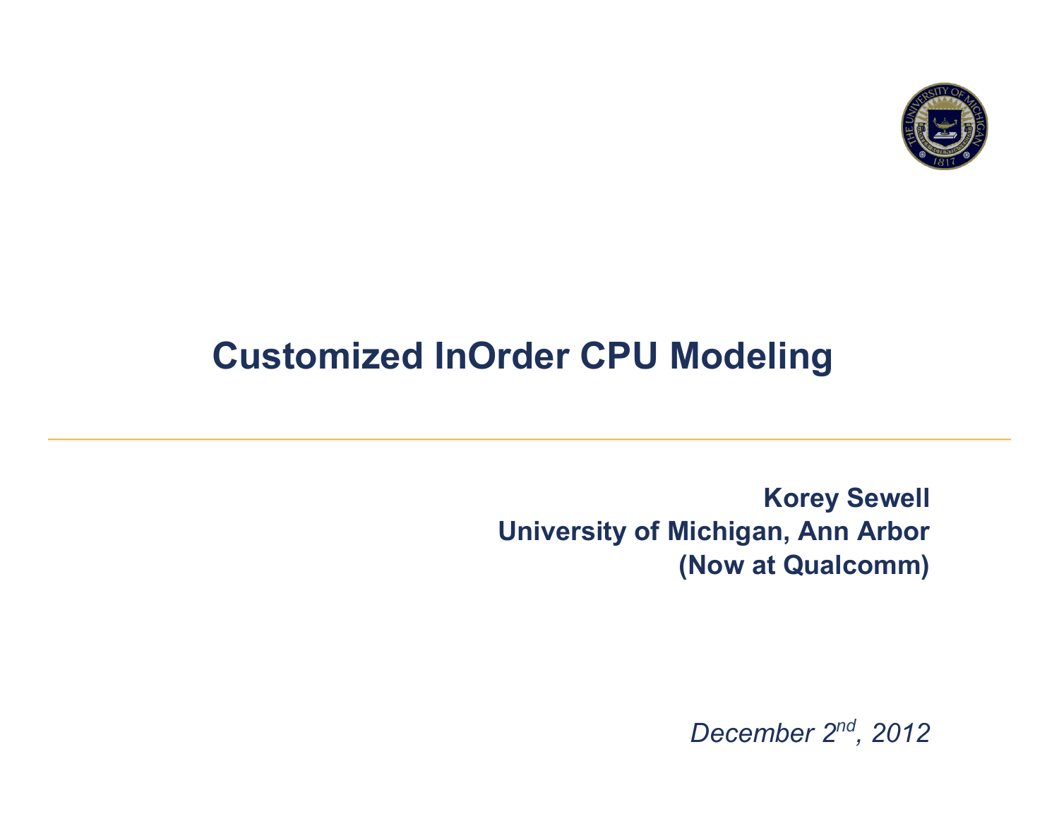# Customized InOrder CPU Modeling

**Korey Sewell**
**University of Michigan, Ann Arbor**
**(Now at Qualcomm)**

*December 2nd, 2012*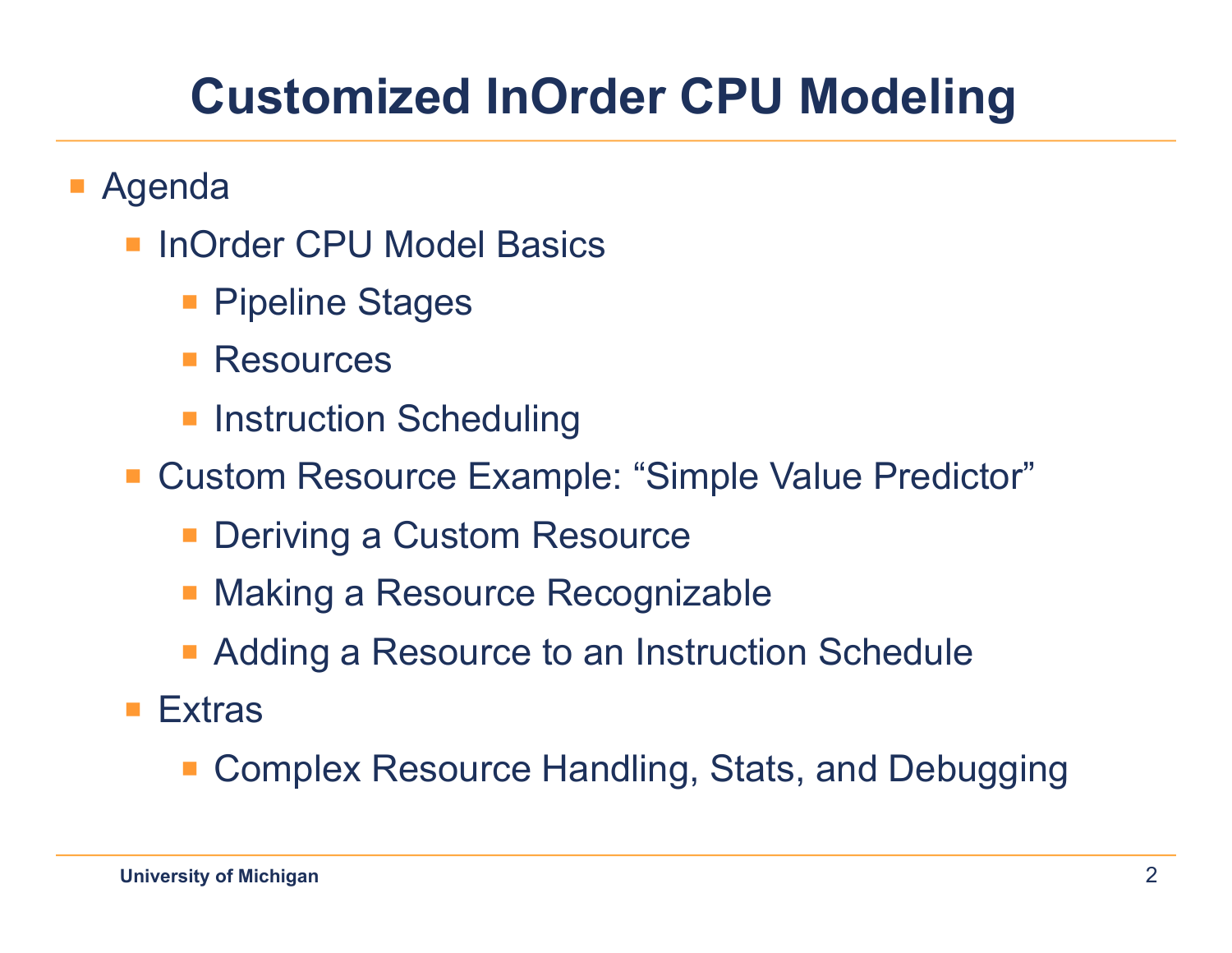# Customized InOrder CPU Modeling

- Agenda
  - InOrder CPU Model Basics
    - Pipeline Stages
    - Resources
    - Instruction Scheduling
  - Custom Resource Example: "Simple Value Predictor"
    - Deriving a Custom Resource
    - Making a Resource Recognizable
    - Adding a Resource to an Instruction Schedule
  - Extras
    - Complex Resource Handling, Stats, and Debugging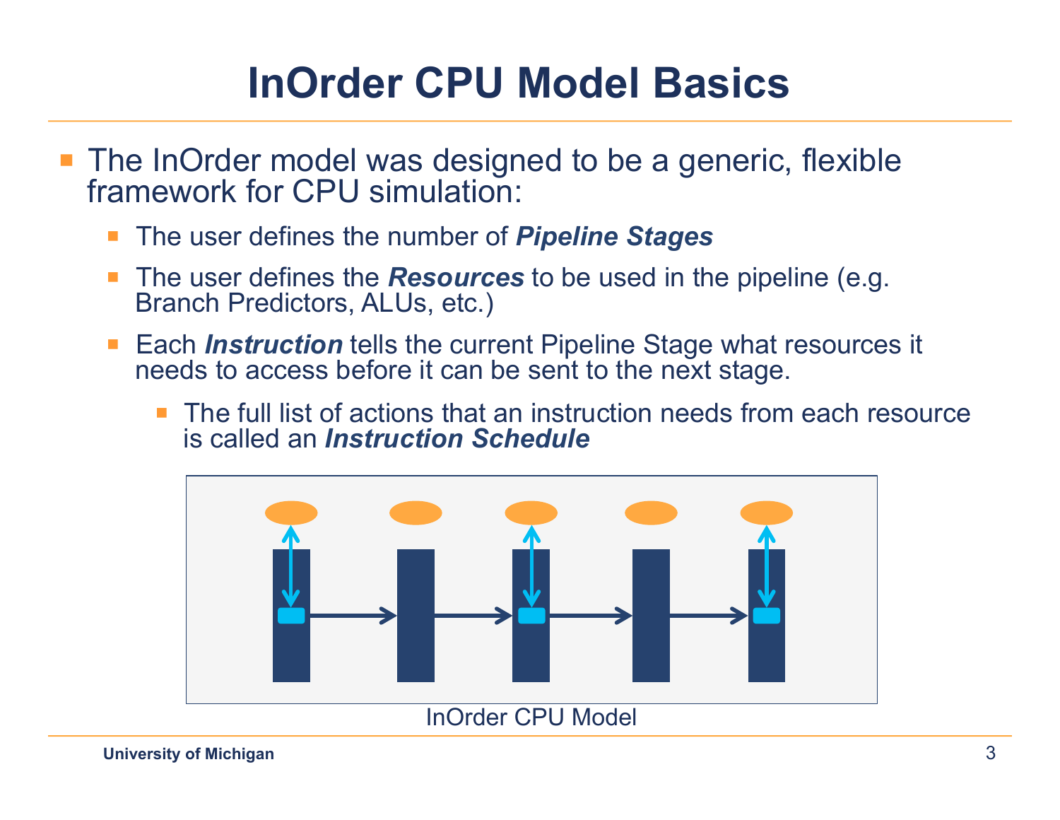# InOrder CPU Model Basics

- The InOrder model was designed to be a generic, flexible framework for CPU simulation:
  - The user defines the number of ***Pipeline Stages***
  - The user defines the ***Resources*** to be used in the pipeline (e.g. Branch Predictors, ALUs, etc.)
  - Each ***Instruction*** tells the current Pipeline Stage what resources it needs to access before it can be sent to the next stage.
    - The full list of actions that an instruction needs from each resource is called an ***Instruction Schedule***

InOrder CPU Model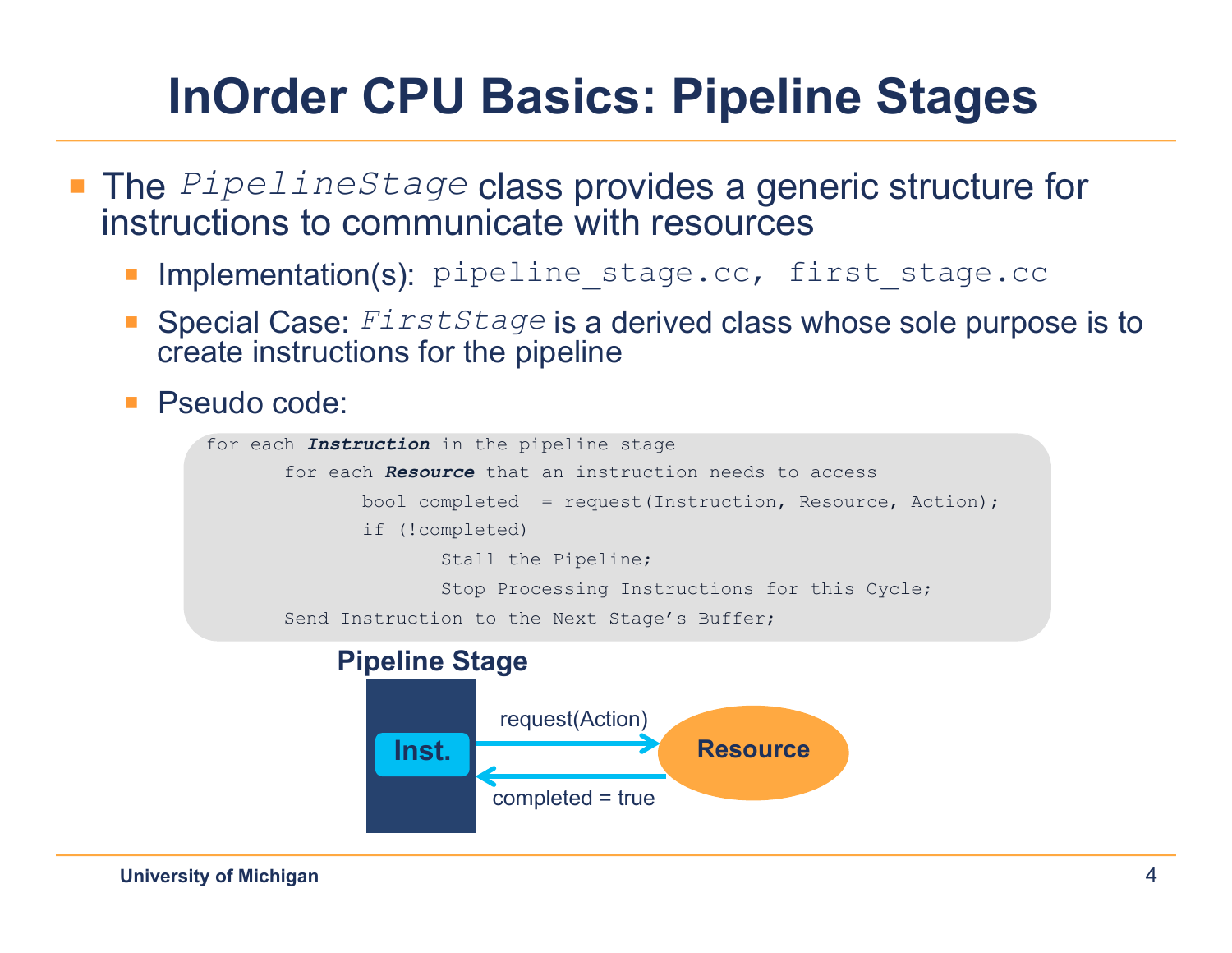# InOrder CPU Basics: Pipeline Stages

- The *PipelineStage* class provides a generic structure for instructions to communicate with resources
  - Implementation(s): `pipeline_stage.cc, first_stage.cc`
  - Special Case: *FirstStage* is a derived class whose sole purpose is to create instructions for the pipeline
  - Pseudo code:

```
for each Instruction in the pipeline stage
        for each Resource that an instruction needs to access
                bool completed  = request(Instruction, Resource, Action);
                if (!completed)
                        Stall the Pipeline;
                        Stop Processing Instructions for this Cycle;
        Send Instruction to the Next Stage's Buffer;
```

**Pipeline Stage**

**Inst.** —request(Action)→ **Resource**

**Resource** —completed = true→ **Inst.**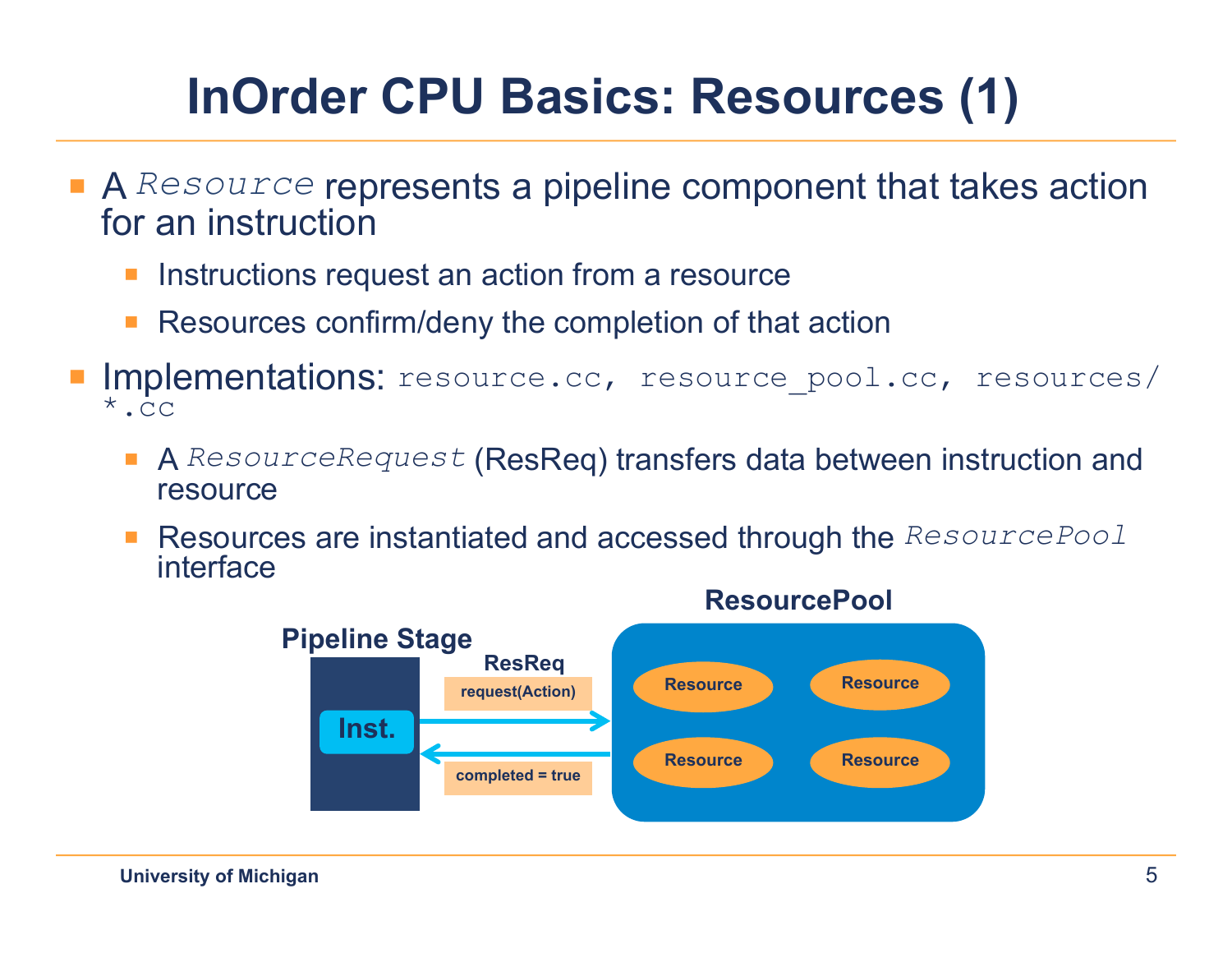# InOrder CPU Basics: Resources (1)

- A *`Resource`* represents a pipeline component that takes action for an instruction
  - Instructions request an action from a resource
  - Resources confirm/deny the completion of that action
- Implementations: `resource.cc, resource_pool.cc, resources/*.cc`
  - A *`ResourceRequest`* (ResReq) transfers data between instruction and resource
  - Resources are instantiated and accessed through the *`ResourcePool`* interface

**Pipeline Stage**

**ResReq**

request(Action)

Inst.

completed = true

**ResourcePool**

Resource | Resource | Resource | Resource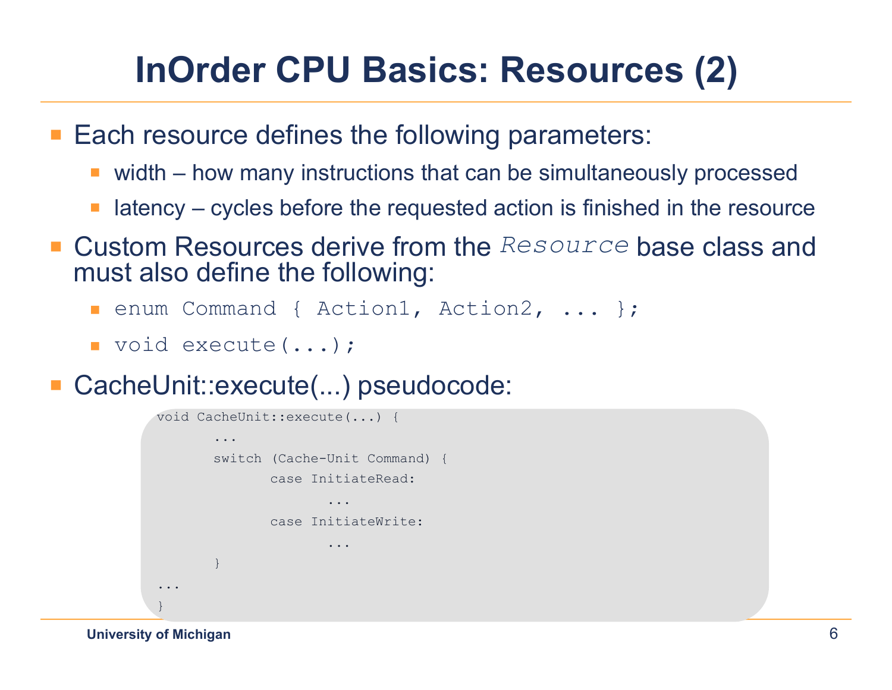# InOrder CPU Basics: Resources (2)

- Each resource defines the following parameters:
  - width – how many instructions that can be simultaneously processed
  - latency – cycles before the requested action is finished in the resource
- Custom Resources derive from the `Resource` base class and must also define the following:
  - `enum Command { Action1, Action2, ... };`
  - `void execute(...);`
- CacheUnit::execute(...) pseudocode:

```
void CacheUnit::execute(...) {
       ...
       switch (Cache-Unit Command) {
              case InitiateRead:
                     ...
              case InitiateWrite:
                     ...
       }
...
}
```

University of Michigan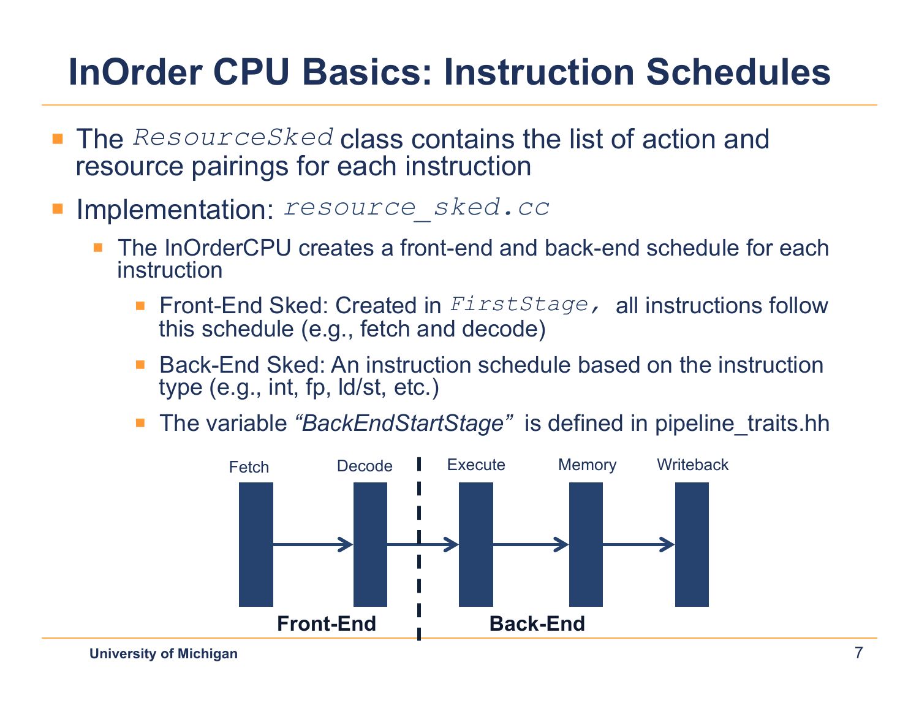# InOrder CPU Basics: Instruction Schedules

- The `ResourceSked` class contains the list of action and resource pairings for each instruction
- Implementation: `resource_sked.cc`
  - The InOrderCPU creates a front-end and back-end schedule for each instruction
    - Front-End Sked: Created in `FirstStage`, all instructions follow this schedule (e.g., fetch and decode)
    - Back-End Sked: An instruction schedule based on the instruction type (e.g., int, fp, ld/st, etc.)
    - The variable *"BackEndStartStage"* is defined in pipeline_traits.hh

Fetch → Decode ¦ → Execute → Memory → Writeback

**Front-End** ¦ **Back-End**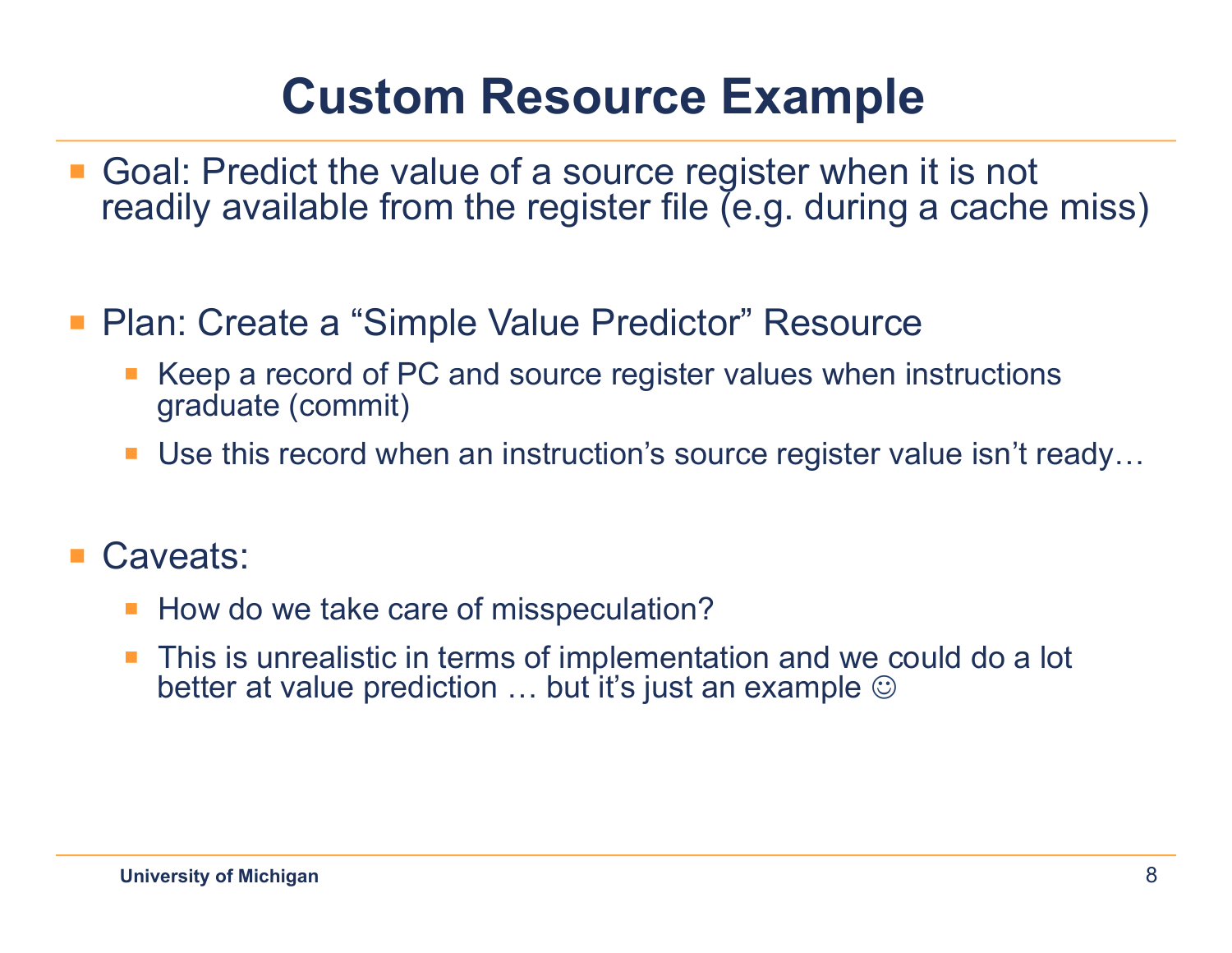# Custom Resource Example

- Goal: Predict the value of a source register when it is not readily available from the register file (e.g. during a cache miss)

- Plan: Create a “Simple Value Predictor” Resource
  - Keep a record of PC and source register values when instructions graduate (commit)
  - Use this record when an instruction’s source register value isn’t ready…

- Caveats:
  - How do we take care of misspeculation?
  - This is unrealistic in terms of implementation and we could do a lot better at value prediction … but it’s just an example ☺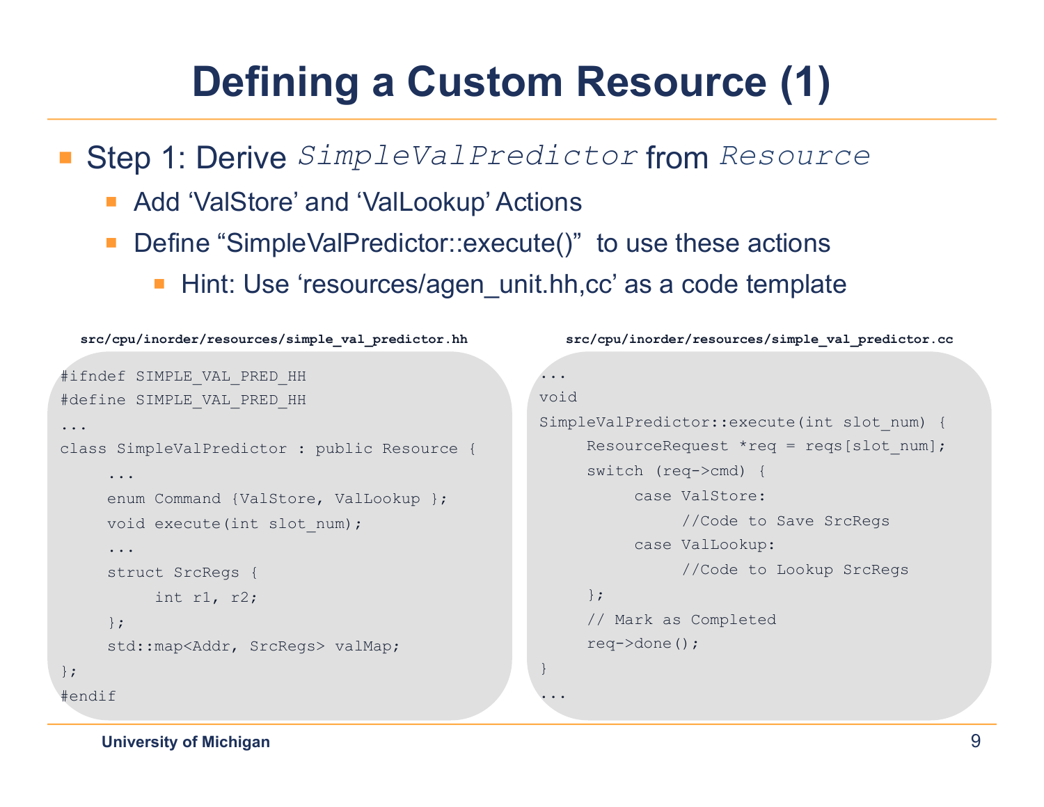# Defining a Custom Resource (1)

- Step 1: Derive *SimpleValPredictor* from *Resource*
  - Add 'ValStore' and 'ValLookup' Actions
  - Define "SimpleValPredictor::execute()" to use these actions
    - Hint: Use 'resources/agen_unit.hh,cc' as a code template

**src/cpu/inorder/resources/simple_val_predictor.hh**

```
#ifndef SIMPLE_VAL_PRED_HH
#define SIMPLE_VAL_PRED_HH
...
class SimpleValPredictor : public Resource {
     ...
     enum Command {ValStore, ValLookup };
     void execute(int slot_num);
     ...
     struct SrcRegs {
          int r1, r2;
     };
     std::map<Addr, SrcRegs> valMap;
};
#endif
```

**src/cpu/inorder/resources/simple_val_predictor.cc**

```
...
void
SimpleValPredictor::execute(int slot_num) {
     ResourceRequest *req = reqs[slot_num];
     switch (req->cmd) {
          case ValStore:
               //Code to Save SrcRegs
          case ValLookup:
               //Code to Lookup SrcRegs
     };
     // Mark as Completed
     req->done();
}
...
```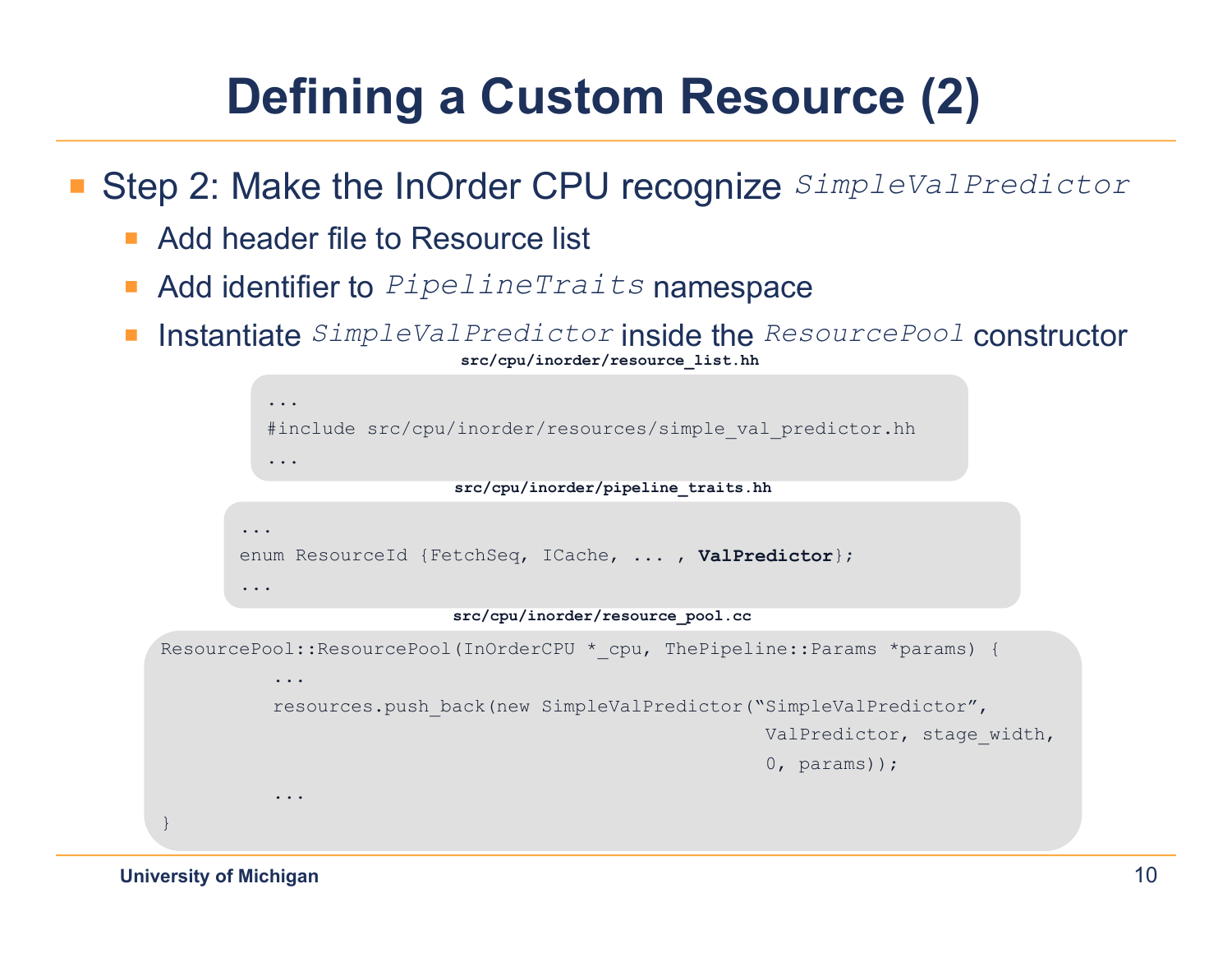# Defining a Custom Resource (2)

- Step 2: Make the InOrder CPU recognize `SimpleValPredictor`
  - Add header file to Resource list
  - Add identifier to `PipelineTraits` namespace
  - Instantiate `SimpleValPredictor` inside the `ResourcePool` constructor

**src/cpu/inorder/resource_list.hh**

```
...
#include src/cpu/inorder/resources/simple_val_predictor.hh
...
```

**src/cpu/inorder/pipeline_traits.hh**

```
...
enum ResourceId {FetchSeq, ICache, ... , ValPredictor};
...
```

**src/cpu/inorder/resource_pool.cc**

```
ResourcePool::ResourcePool(InOrderCPU *_cpu, ThePipeline::Params *params) {
        ...
        resources.push_back(new SimpleValPredictor("SimpleValPredictor",
                                                   ValPredictor, stage_width,
                                                   0, params));
        ...
}
```

University of Michigan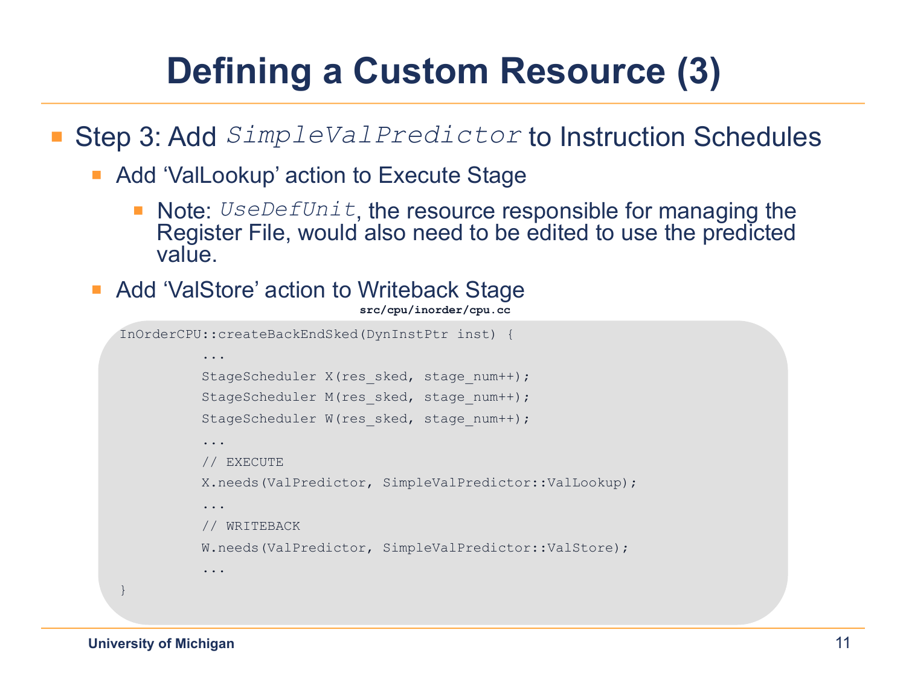# Defining a Custom Resource (3)

- Step 3: Add `SimpleValPredictor` to Instruction Schedules
  - Add 'ValLookup' action to Execute Stage
    - Note: `UseDefUnit`, the resource responsible for managing the Register File, would also need to be edited to use the predicted value.
  - Add 'ValStore' action to Writeback Stage

**src/cpu/inorder/cpu.cc**

```
InOrderCPU::createBackEndSked(DynInstPtr inst) {
        ...
        StageScheduler X(res_sked, stage_num++);
        StageScheduler M(res_sked, stage_num++);
        StageScheduler W(res_sked, stage_num++);
        ...
        // EXECUTE
        X.needs(ValPredictor, SimpleValPredictor::ValLookup);
        ...
        // WRITEBACK
        W.needs(ValPredictor, SimpleValPredictor::ValStore);
        ...
}
```

University of Michigan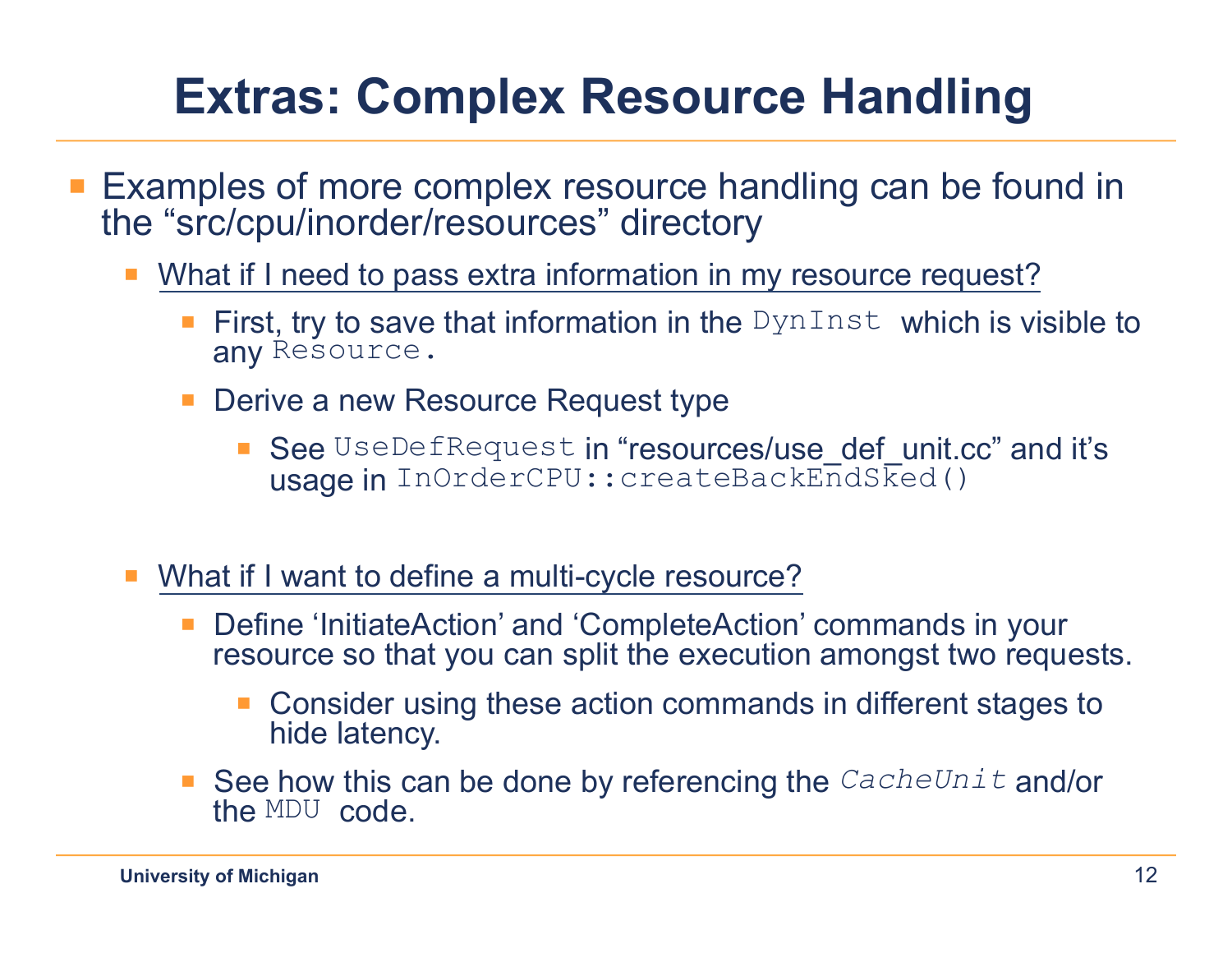# Extras: Complex Resource Handling

- Examples of more complex resource handling can be found in the “src/cpu/inorder/resources” directory
  - What if I need to pass extra information in my resource request?
    - First, try to save that information in the `DynInst` which is visible to any `Resource.`
    - Derive a new Resource Request type
      - See `UseDefRequest` in “resources/use_def_unit.cc” and it’s usage in `InOrderCPU::createBackEndSked()`
  - What if I want to define a multi-cycle resource?
    - Define ‘InitiateAction’ and ‘CompleteAction’ commands in your resource so that you can split the execution amongst two requests.
      - Consider using these action commands in different stages to hide latency.
    - See how this can be done by referencing the *`CacheUnit`* and/or the `MDU` code.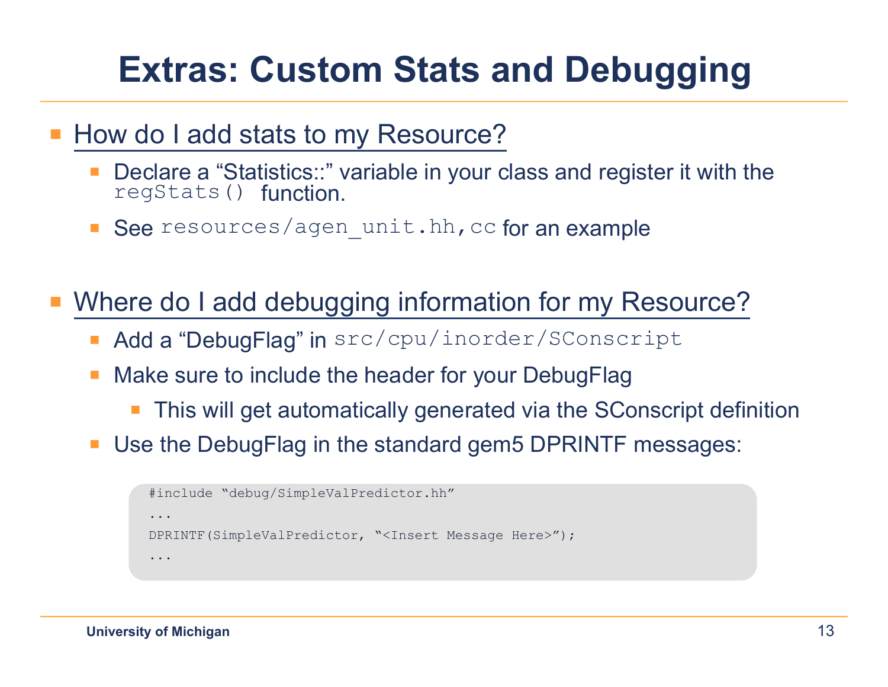# Extras: Custom Stats and Debugging

- How do I add stats to my Resource?
  - Declare a "Statistics::" variable in your class and register it with the `regStats()` function.
  - See `resources/agen_unit.hh,cc` for an example

- Where do I add debugging information for my Resource?
  - Add a "DebugFlag" in `src/cpu/inorder/SConscript`
  - Make sure to include the header for your DebugFlag
    - This will get automatically generated via the SConscript definition
  - Use the DebugFlag in the standard gem5 DPRINTF messages:

```
#include "debug/SimpleValPredictor.hh"
...
DPRINTF(SimpleValPredictor, "<Insert Message Here>");
...
```

University of Michigan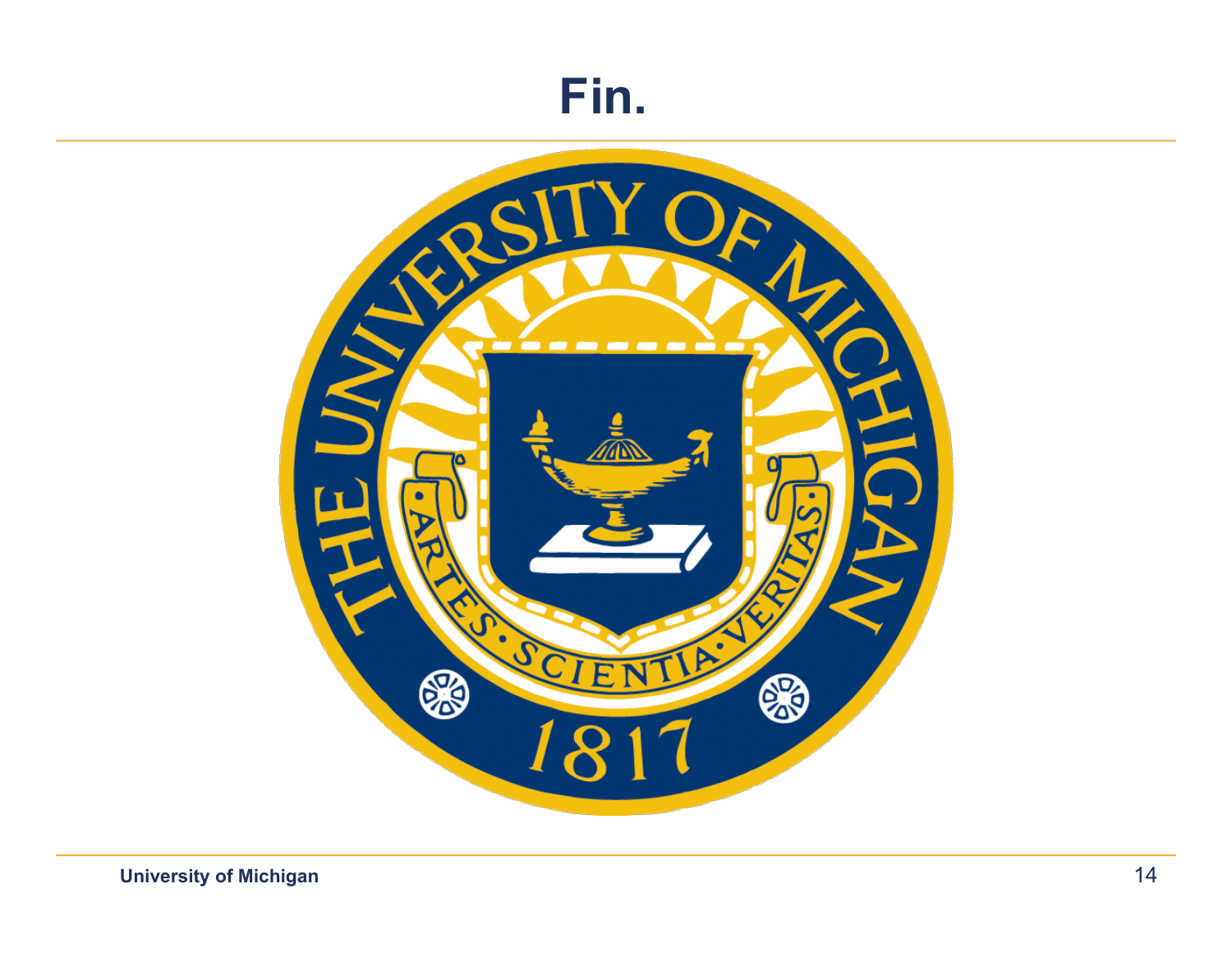# Fin.